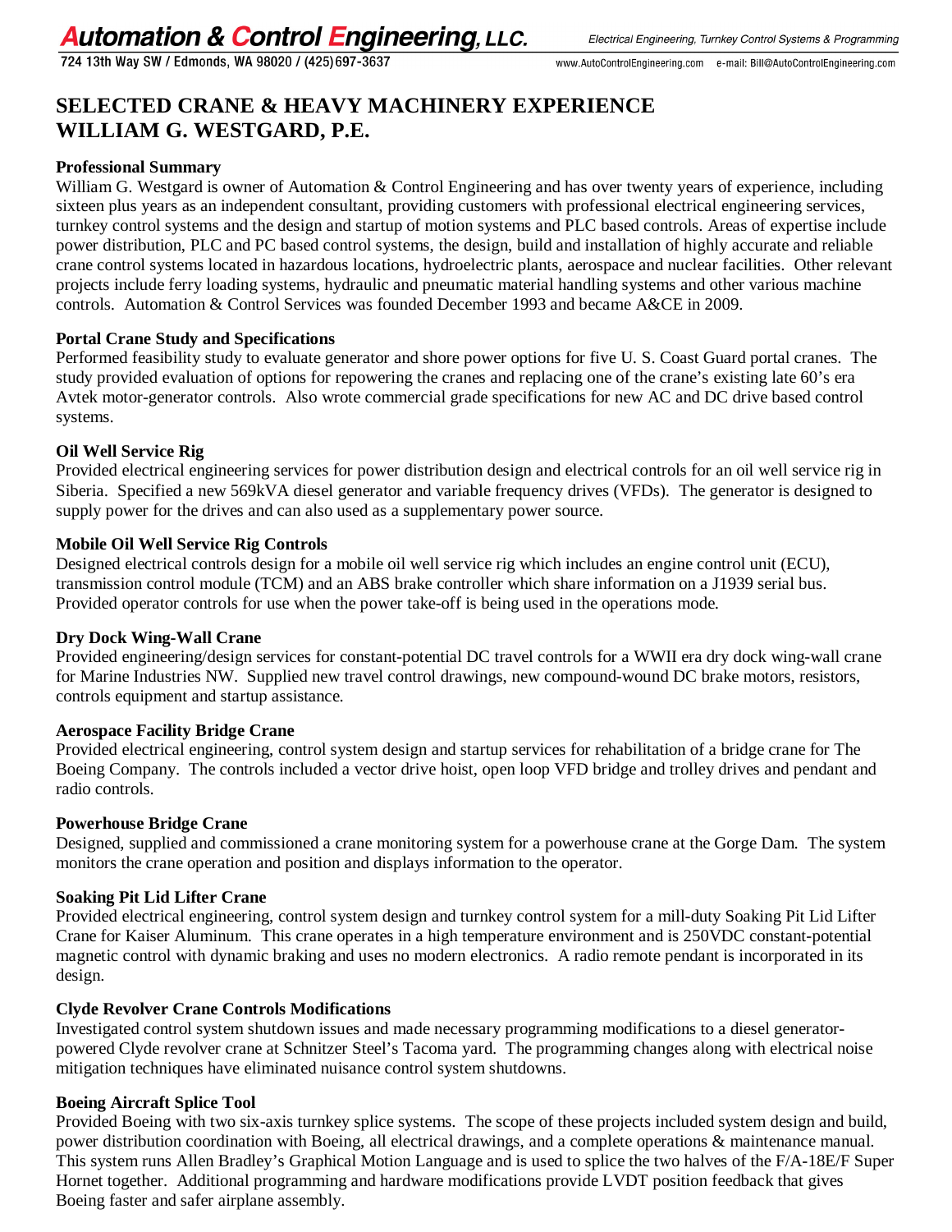# Automation & Control Engineering, LLC.

724 13th Way SW / Edmonds, WA 98020 / (425)697-3637

*Electrical Engineering, Turnkey Control Systems & Programming*

www.AutoControlEngineering.com e-mail: Bill@AutoControlEngineering.com

# SELECTED CRANE & HEAVY MACHINERY EXPERIENCE
# WILLIAM G. WESTGARD, P.E.

**Professional Summary**

William G. Westgard is owner of Automation & Control Engineering and has over twenty years of experience, including sixteen plus years as an independent consultant, providing customers with professional electrical engineering services, turnkey control systems and the design and startup of motion systems and PLC based controls. Areas of expertise include power distribution, PLC and PC based control systems, the design, build and installation of highly accurate and reliable crane control systems located in hazardous locations, hydroelectric plants, aerospace and nuclear facilities. Other relevant projects include ferry loading systems, hydraulic and pneumatic material handling systems and other various machine controls. Automation & Control Services was founded December 1993 and became A&CE in 2009.

**Portal Crane Study and Specifications**

Performed feasibility study to evaluate generator and shore power options for five U. S. Coast Guard portal cranes. The study provided evaluation of options for repowering the cranes and replacing one of the crane's existing late 60's era Avtek motor-generator controls. Also wrote commercial grade specifications for new AC and DC drive based control systems.

**Oil Well Service Rig**

Provided electrical engineering services for power distribution design and electrical controls for an oil well service rig in Siberia. Specified a new 569kVA diesel generator and variable frequency drives (VFDs). The generator is designed to supply power for the drives and can also used as a supplementary power source.

**Mobile Oil Well Service Rig Controls**

Designed electrical controls design for a mobile oil well service rig which includes an engine control unit (ECU), transmission control module (TCM) and an ABS brake controller which share information on a J1939 serial bus. Provided operator controls for use when the power take-off is being used in the operations mode.

**Dry Dock Wing-Wall Crane**

Provided engineering/design services for constant-potential DC travel controls for a WWII era dry dock wing-wall crane for Marine Industries NW. Supplied new travel control drawings, new compound-wound DC brake motors, resistors, controls equipment and startup assistance.

**Aerospace Facility Bridge Crane**

Provided electrical engineering, control system design and startup services for rehabilitation of a bridge crane for The Boeing Company. The controls included a vector drive hoist, open loop VFD bridge and trolley drives and pendant and radio controls.

**Powerhouse Bridge Crane**

Designed, supplied and commissioned a crane monitoring system for a powerhouse crane at the Gorge Dam. The system monitors the crane operation and position and displays information to the operator.

**Soaking Pit Lid Lifter Crane**

Provided electrical engineering, control system design and turnkey control system for a mill-duty Soaking Pit Lid Lifter Crane for Kaiser Aluminum. This crane operates in a high temperature environment and is 250VDC constant-potential magnetic control with dynamic braking and uses no modern electronics. A radio remote pendant is incorporated in its design.

**Clyde Revolver Crane Controls Modifications**

Investigated control system shutdown issues and made necessary programming modifications to a diesel generator-powered Clyde revolver crane at Schnitzer Steel's Tacoma yard. The programming changes along with electrical noise mitigation techniques have eliminated nuisance control system shutdowns.

**Boeing Aircraft Splice Tool**

Provided Boeing with two six-axis turnkey splice systems. The scope of these projects included system design and build, power distribution coordination with Boeing, all electrical drawings, and a complete operations & maintenance manual. This system runs Allen Bradley's Graphical Motion Language and is used to splice the two halves of the F/A-18E/F Super Hornet together. Additional programming and hardware modifications provide LVDT position feedback that gives Boeing faster and safer airplane assembly.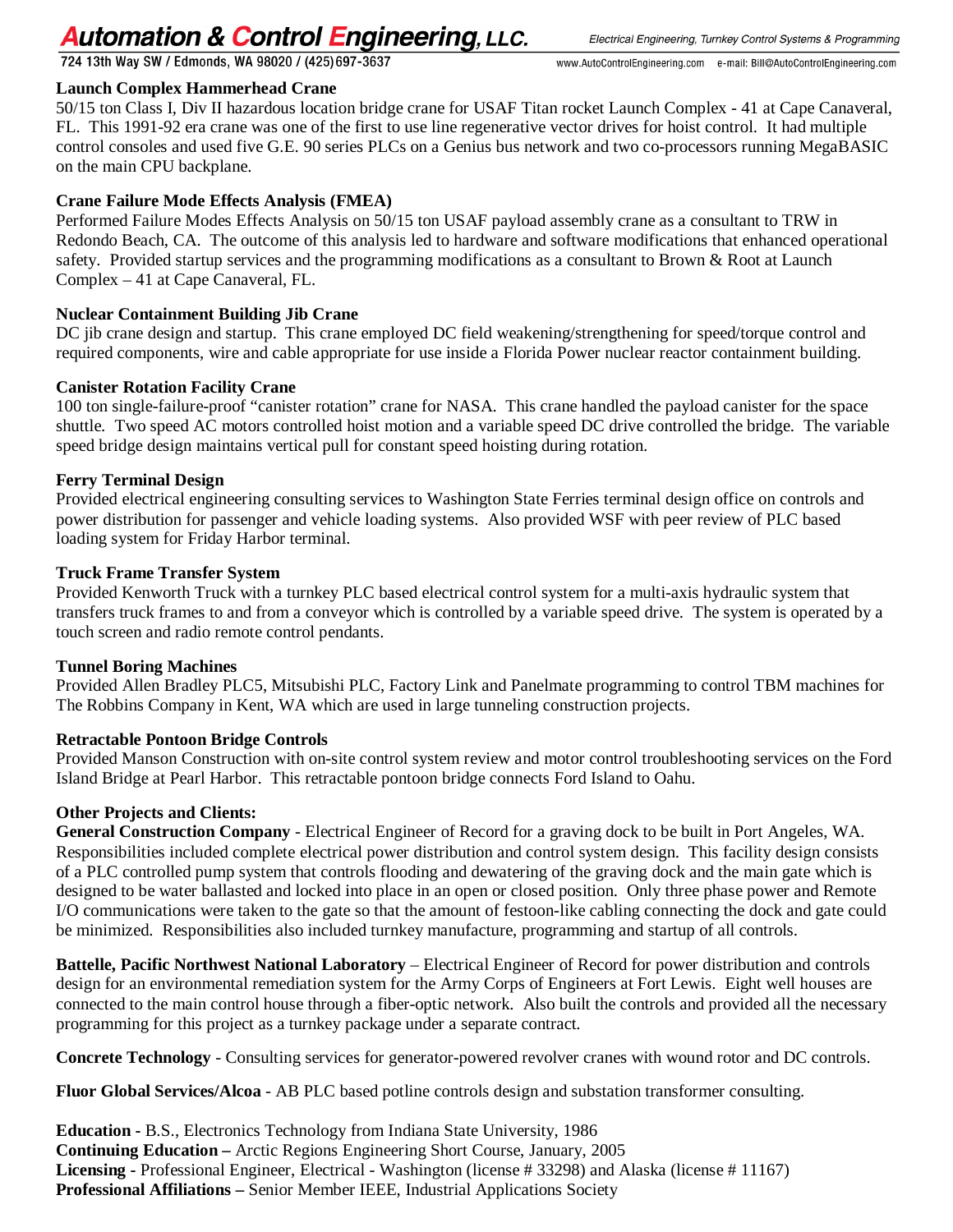### Launch Complex Hammerhead Crane

50/15 ton Class I, Div II hazardous location bridge crane for USAF Titan rocket Launch Complex - 41 at Cape Canaveral, FL. This 1991-92 era crane was one of the first to use line regenerative vector drives for hoist control. It had multiple control consoles and used five G.E. 90 series PLCs on a Genius bus network and two co-processors running MegaBASIC on the main CPU backplane.

### Crane Failure Mode Effects Analysis (FMEA)

Performed Failure Modes Effects Analysis on 50/15 ton USAF payload assembly crane as a consultant to TRW in Redondo Beach, CA. The outcome of this analysis led to hardware and software modifications that enhanced operational safety. Provided startup services and the programming modifications as a consultant to Brown & Root at Launch Complex – 41 at Cape Canaveral, FL.

### Nuclear Containment Building Jib Crane

DC jib crane design and startup. This crane employed DC field weakening/strengthening for speed/torque control and required components, wire and cable appropriate for use inside a Florida Power nuclear reactor containment building.

### Canister Rotation Facility Crane

100 ton single-failure-proof "canister rotation" crane for NASA. This crane handled the payload canister for the space shuttle. Two speed AC motors controlled hoist motion and a variable speed DC drive controlled the bridge. The variable speed bridge design maintains vertical pull for constant speed hoisting during rotation.

### Ferry Terminal Design

Provided electrical engineering consulting services to Washington State Ferries terminal design office on controls and power distribution for passenger and vehicle loading systems. Also provided WSF with peer review of PLC based loading system for Friday Harbor terminal.

### Truck Frame Transfer System

Provided Kenworth Truck with a turnkey PLC based electrical control system for a multi-axis hydraulic system that transfers truck frames to and from a conveyor which is controlled by a variable speed drive. The system is operated by a touch screen and radio remote control pendants.

### Tunnel Boring Machines

Provided Allen Bradley PLC5, Mitsubishi PLC, Factory Link and Panelmate programming to control TBM machines for The Robbins Company in Kent, WA which are used in large tunneling construction projects.

### Retractable Pontoon Bridge Controls

Provided Manson Construction with on-site control system review and motor control troubleshooting services on the Ford Island Bridge at Pearl Harbor. This retractable pontoon bridge connects Ford Island to Oahu.

### Other Projects and Clients:

**General Construction Company** - Electrical Engineer of Record for a graving dock to be built in Port Angeles, WA. Responsibilities included complete electrical power distribution and control system design. This facility design consists of a PLC controlled pump system that controls flooding and dewatering of the graving dock and the main gate which is designed to be water ballasted and locked into place in an open or closed position. Only three phase power and Remote I/O communications were taken to the gate so that the amount of festoon-like cabling connecting the dock and gate could be minimized. Responsibilities also included turnkey manufacture, programming and startup of all controls.

**Battelle, Pacific Northwest National Laboratory** – Electrical Engineer of Record for power distribution and controls design for an environmental remediation system for the Army Corps of Engineers at Fort Lewis. Eight well houses are connected to the main control house through a fiber-optic network. Also built the controls and provided all the necessary programming for this project as a turnkey package under a separate contract.

**Concrete Technology** - Consulting services for generator-powered revolver cranes with wound rotor and DC controls.

**Fluor Global Services/Alcoa** - AB PLC based potline controls design and substation transformer consulting.

**Education** - B.S., Electronics Technology from Indiana State University, 1986
**Continuing Education –** Arctic Regions Engineering Short Course, January, 2005
**Licensing** - Professional Engineer, Electrical - Washington (license # 33298) and Alaska (license # 11167)
**Professional Affiliations –** Senior Member IEEE, Industrial Applications Society